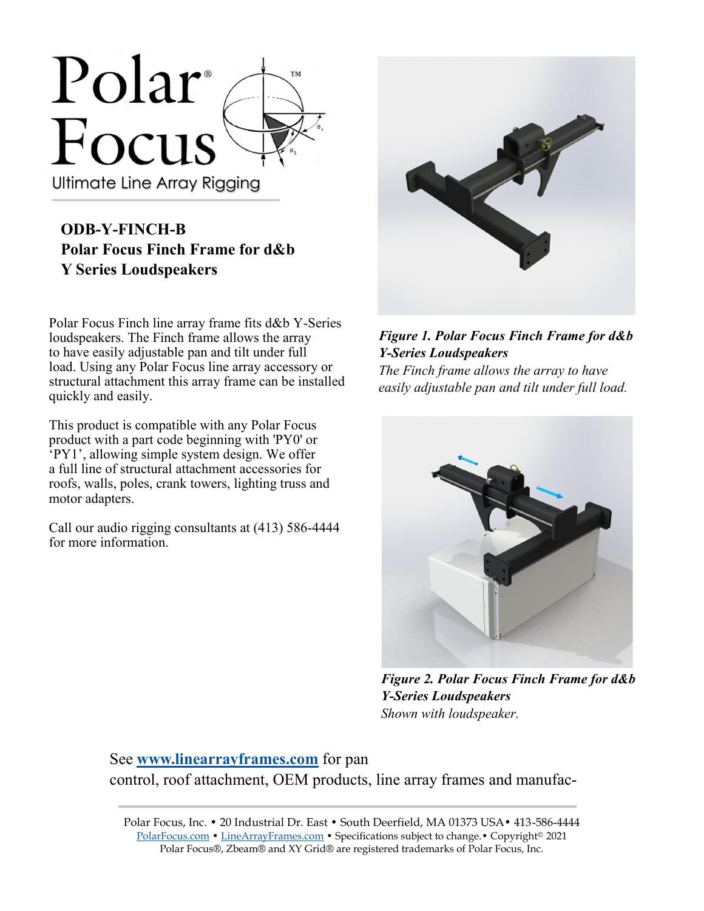Polar® Focus™

Ultimate Line Array Rigging

## ODB-Y-FINCH-B
## Polar Focus Finch Frame for d&b Y Series Loudspeakers

Polar Focus Finch line array frame fits d&b Y-Series loudspeakers. The Finch frame allows the array to have easily adjustable pan and tilt under full load. Using any Polar Focus line array accessory or structural attachment this array frame can be installed quickly and easily.

This product is compatible with any Polar Focus product with a part code beginning with 'PY0' or 'PY1', allowing simple system design. We offer a full line of structural attachment accessories for roofs, walls, poles, crank towers, lighting truss and motor adapters.

Call our audio rigging consultants at (413) 586-4444 for more information.

***Figure 1. Polar Focus Finch Frame for d&b Y-Series Loudspeakers***
*The Finch frame allows the array to have easily adjustable pan and tilt under full load.*

***Figure 2. Polar Focus Finch Frame for d&b Y-Series Loudspeakers***
*Shown with loudspeaker.*

See **[www.linearrayframes.com](http://www.linearrayframes.com)** for pan control, roof attachment, OEM products, line array frames and manufac-

Polar Focus, Inc. • 20 Industrial Dr. East • South Deerfield, MA 01373 USA• 413-586-4444
PolarFocus.com • LineArrayFrames.com • Specifications subject to change.• Copyright© 2021
Polar Focus®, Zbeam® and XY Grid® are registered trademarks of Polar Focus, Inc.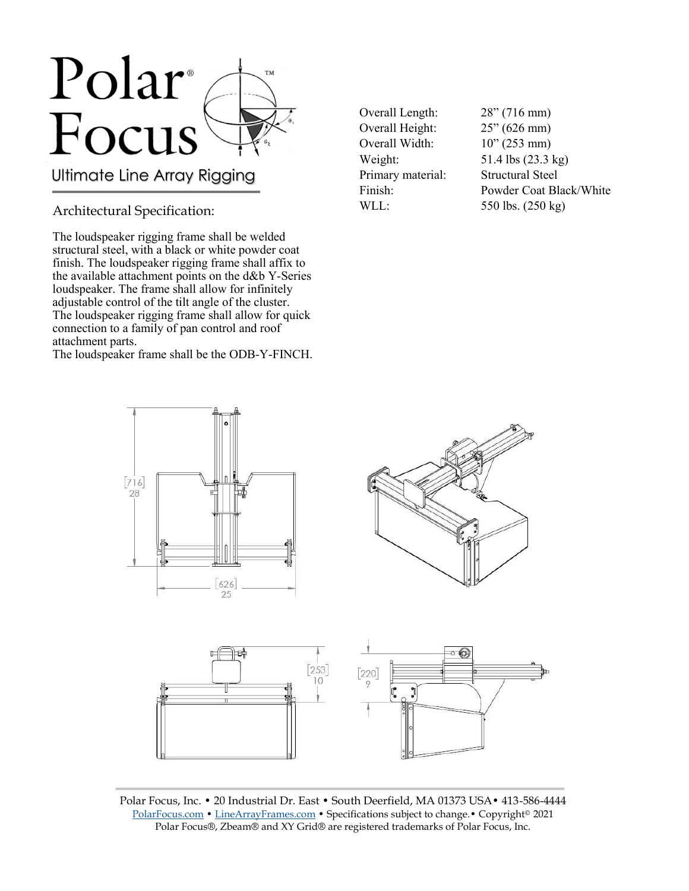# Polar Focus

Ultimate Line Array Rigging

Architectural Specification:

The loudspeaker rigging frame shall be welded structural steel, with a black or white powder coat finish. The loudspeaker rigging frame shall affix to the available attachment points on the d&b Y-Series loudspeaker. The frame shall allow for infinitely adjustable control of the tilt angle of the cluster. The loudspeaker rigging frame shall allow for quick connection to a family of pan control and roof attachment parts.
The loudspeaker frame shall be the ODB-Y-FINCH.

| | |
|---|---|
| Overall Length: | 28" (716 mm) |
| Overall Height: | 25" (626 mm) |
| Overall Width: | 10" (253 mm) |
| Weight: | 51.4 lbs (23.3 kg) |
| Primary material: | Structural Steel |
| Finish: | Powder Coat Black/White |
| WLL: | 550 lbs. (250 kg) |

[716]
28

[626]
25

[253]
10

[220]
9

Polar Focus, Inc. • 20 Industrial Dr. East • South Deerfield, MA 01373 USA • 413-586-4444
PolarFocus.com • LineArrayFrames.com • Specifications subject to change. • Copyright© 2021
Polar Focus®, Zbeam® and XY Grid® are registered trademarks of Polar Focus, Inc.